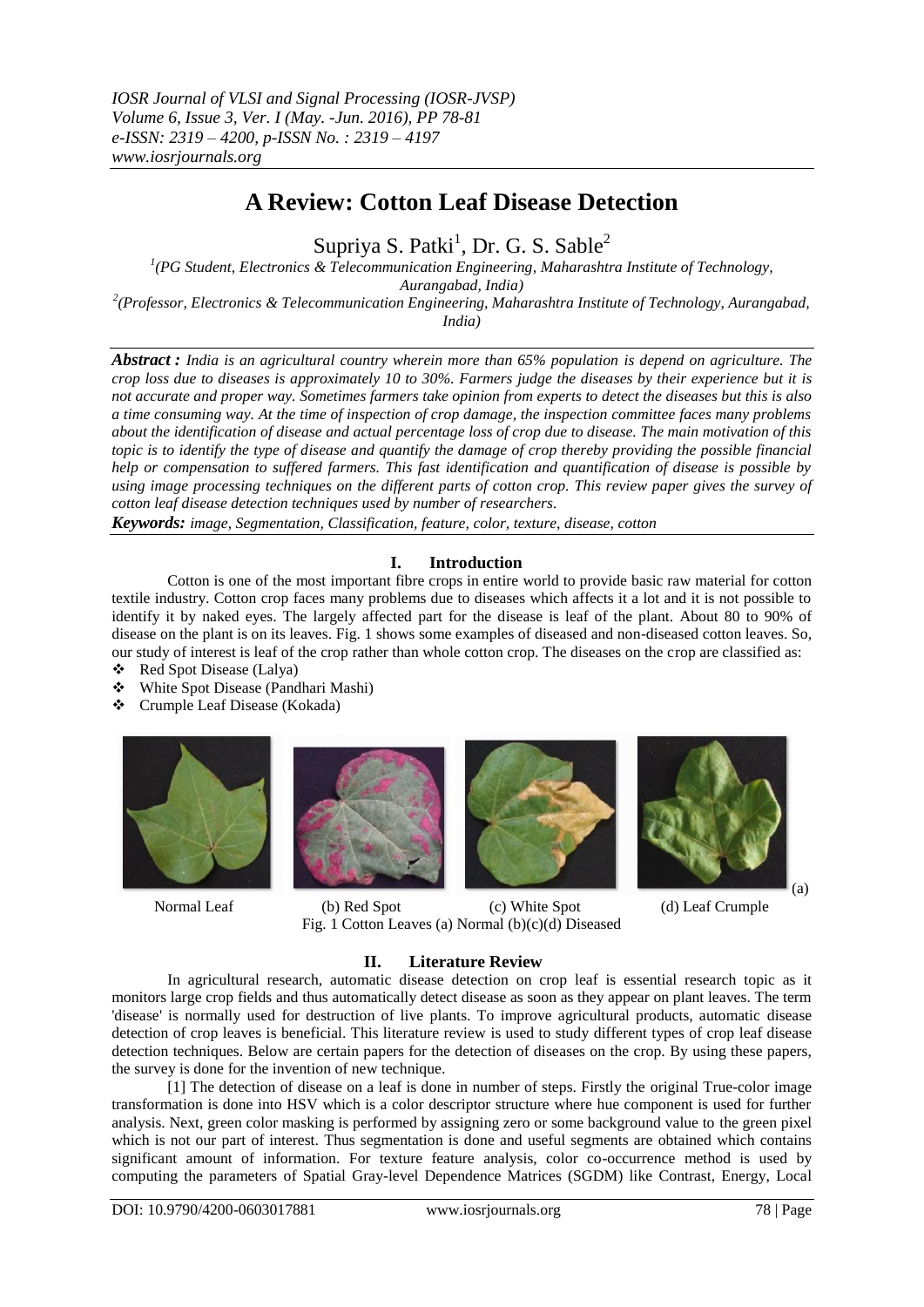# A Review: Cotton Leaf Disease Detection

Supriya S. Patki[1], Dr. G. S. Sable[2]

[1](PG Student, Electronics & Telecommunication Engineering, Maharashtra Institute of Technology, Aurangabad, India)

[2](Professor, Electronics & Telecommunication Engineering, Maharashtra Institute of Technology, Aurangabad, India)

***Abstract :*** *India is an agricultural country wherein more than 65% population is depend on agriculture. The crop loss due to diseases is approximately 10 to 30%. Farmers judge the diseases by their experience but it is not accurate and proper way. Sometimes farmers take opinion from experts to detect the diseases but this is also a time consuming way. At the time of inspection of crop damage, the inspection committee faces many problems about the identification of disease and actual percentage loss of crop due to disease. The main motivation of this topic is to identify the type of disease and quantify the damage of crop thereby providing the possible financial help or compensation to suffered farmers. This fast identification and quantification of disease is possible by using image processing techniques on the different parts of cotton crop. This review paper gives the survey of cotton leaf disease detection techniques used by number of researchers.*

***Keywords:*** *image, Segmentation, Classification, feature, color, texture, disease, cotton*

## I. Introduction

Cotton is one of the most important fibre crops in entire world to provide basic raw material for cotton textile industry. Cotton crop faces many problems due to diseases which affects it a lot and it is not possible to identify it by naked eyes. The largely affected part for the disease is leaf of the plant. About 80 to 90% of disease on the plant is on its leaves. Fig. 1 shows some examples of diseased and non-diseased cotton leaves. So, our study of interest is leaf of the crop rather than whole cotton crop. The diseases on the crop are classified as:

- Red Spot Disease (Lalya)
- White Spot Disease (Pandhari Mashi)
- Crumple Leaf Disease (Kokada)

(a) Normal Leaf (b) Red Spot (c) White Spot (d) Leaf Crumple

Fig. 1 Cotton Leaves (a) Normal (b)(c)(d) Diseased

## II. Literature Review

In agricultural research, automatic disease detection on crop leaf is essential research topic as it monitors large crop fields and thus automatically detect disease as soon as they appear on plant leaves. The term 'disease' is normally used for destruction of live plants. To improve agricultural products, automatic disease detection of crop leaves is beneficial. This literature review is used to study different types of crop leaf disease detection techniques. Below are certain papers for the detection of diseases on the crop. By using these papers, the survey is done for the invention of new technique.

[1] The detection of disease on a leaf is done in number of steps. Firstly the original True-color image transformation is done into HSV which is a color descriptor structure where hue component is used for further analysis. Next, green color masking is performed by assigning zero or some background value to the green pixel which is not our part of interest. Thus segmentation is done and useful segments are obtained which contains significant amount of information. For texture feature analysis, color co-occurrence method is used by computing the parameters of Spatial Gray-level Dependence Matrices (SGDM) like Contrast, Energy, Local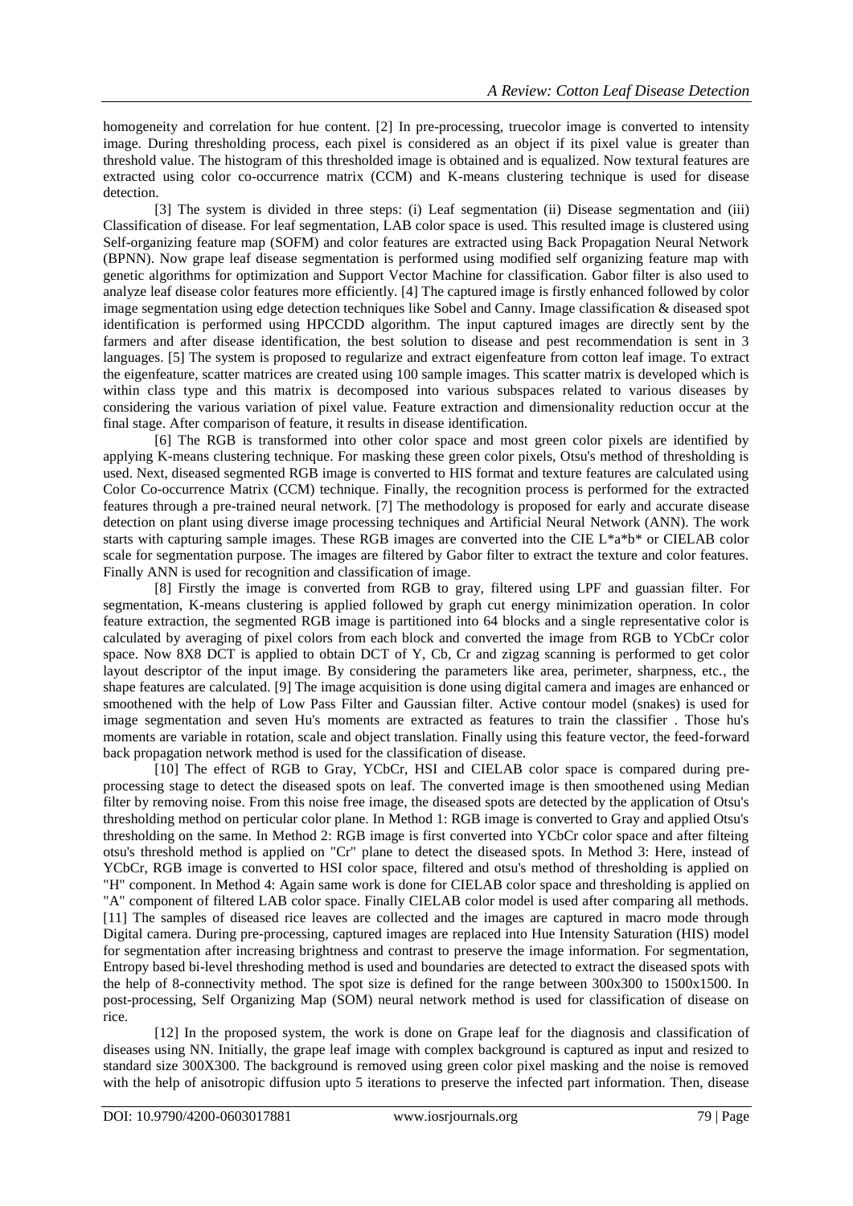homogeneity and correlation for hue content. [2] In pre-processing, truecolor image is converted to intensity image. During thresholding process, each pixel is considered as an object if its pixel value is greater than threshold value. The histogram of this thresholded image is obtained and is equalized. Now textural features are extracted using color co-occurrence matrix (CCM) and K-means clustering technique is used for disease detection.

[3] The system is divided in three steps: (i) Leaf segmentation (ii) Disease segmentation and (iii) Classification of disease. For leaf segmentation, LAB color space is used. This resulted image is clustered using Self-organizing feature map (SOFM) and color features are extracted using Back Propagation Neural Network (BPNN). Now grape leaf disease segmentation is performed using modified self organizing feature map with genetic algorithms for optimization and Support Vector Machine for classification. Gabor filter is also used to analyze leaf disease color features more efficiently. [4] The captured image is firstly enhanced followed by color image segmentation using edge detection techniques like Sobel and Canny. Image classification & diseased spot identification is performed using HPCCDD algorithm. The input captured images are directly sent by the farmers and after disease identification, the best solution to disease and pest recommendation is sent in 3 languages. [5] The system is proposed to regularize and extract eigenfeature from cotton leaf image. To extract the eigenfeature, scatter matrices are created using 100 sample images. This scatter matrix is developed which is within class type and this matrix is decomposed into various subspaces related to various diseases by considering the various variation of pixel value. Feature extraction and dimensionality reduction occur at the final stage. After comparison of feature, it results in disease identification.

[6] The RGB is transformed into other color space and most green color pixels are identified by applying K-means clustering technique. For masking these green color pixels, Otsu's method of thresholding is used. Next, diseased segmented RGB image is converted to HIS format and texture features are calculated using Color Co-occurrence Matrix (CCM) technique. Finally, the recognition process is performed for the extracted features through a pre-trained neural network. [7] The methodology is proposed for early and accurate disease detection on plant using diverse image processing techniques and Artificial Neural Network (ANN). The work starts with capturing sample images. These RGB images are converted into the CIE L*a*b* or CIELAB color scale for segmentation purpose. The images are filtered by Gabor filter to extract the texture and color features. Finally ANN is used for recognition and classification of image.

[8] Firstly the image is converted from RGB to gray, filtered using LPF and guassian filter. For segmentation, K-means clustering is applied followed by graph cut energy minimization operation. In color feature extraction, the segmented RGB image is partitioned into 64 blocks and a single representative color is calculated by averaging of pixel colors from each block and converted the image from RGB to YCbCr color space. Now 8X8 DCT is applied to obtain DCT of Y, Cb, Cr and zigzag scanning is performed to get color layout descriptor of the input image. By considering the parameters like area, perimeter, sharpness, etc., the shape features are calculated. [9] The image acquisition is done using digital camera and images are enhanced or smoothened with the help of Low Pass Filter and Gaussian filter. Active contour model (snakes) is used for image segmentation and seven Hu's moments are extracted as features to train the classifier . Those hu's moments are variable in rotation, scale and object translation. Finally using this feature vector, the feed-forward back propagation network method is used for the classification of disease.

[10] The effect of RGB to Gray, YCbCr, HSI and CIELAB color space is compared during pre-processing stage to detect the diseased spots on leaf. The converted image is then smoothened using Median filter by removing noise. From this noise free image, the diseased spots are detected by the application of Otsu's thresholding method on perticular color plane. In Method 1: RGB image is converted to Gray and applied Otsu's thresholding on the same. In Method 2: RGB image is first converted into YCbCr color space and after filteing otsu's threshold method is applied on "Cr" plane to detect the diseased spots. In Method 3: Here, instead of YCbCr, RGB image is converted to HSI color space, filtered and otsu's method of thresholding is applied on "H" component. In Method 4: Again same work is done for CIELAB color space and thresholding is applied on "A" component of filtered LAB color space. Finally CIELAB color model is used after comparing all methods. [11] The samples of diseased rice leaves are collected and the images are captured in macro mode through Digital camera. During pre-processing, captured images are replaced into Hue Intensity Saturation (HIS) model for segmentation after increasing brightness and contrast to preserve the image information. For segmentation, Entropy based bi-level threshoding method is used and boundaries are detected to extract the diseased spots with the help of 8-connectivity method. The spot size is defined for the range between 300x300 to 1500x1500. In post-processing, Self Organizing Map (SOM) neural network method is used for classification of disease on rice.

[12] In the proposed system, the work is done on Grape leaf for the diagnosis and classification of diseases using NN. Initially, the grape leaf image with complex background is captured as input and resized to standard size 300X300. The background is removed using green color pixel masking and the noise is removed with the help of anisotropic diffusion upto 5 iterations to preserve the infected part information. Then, disease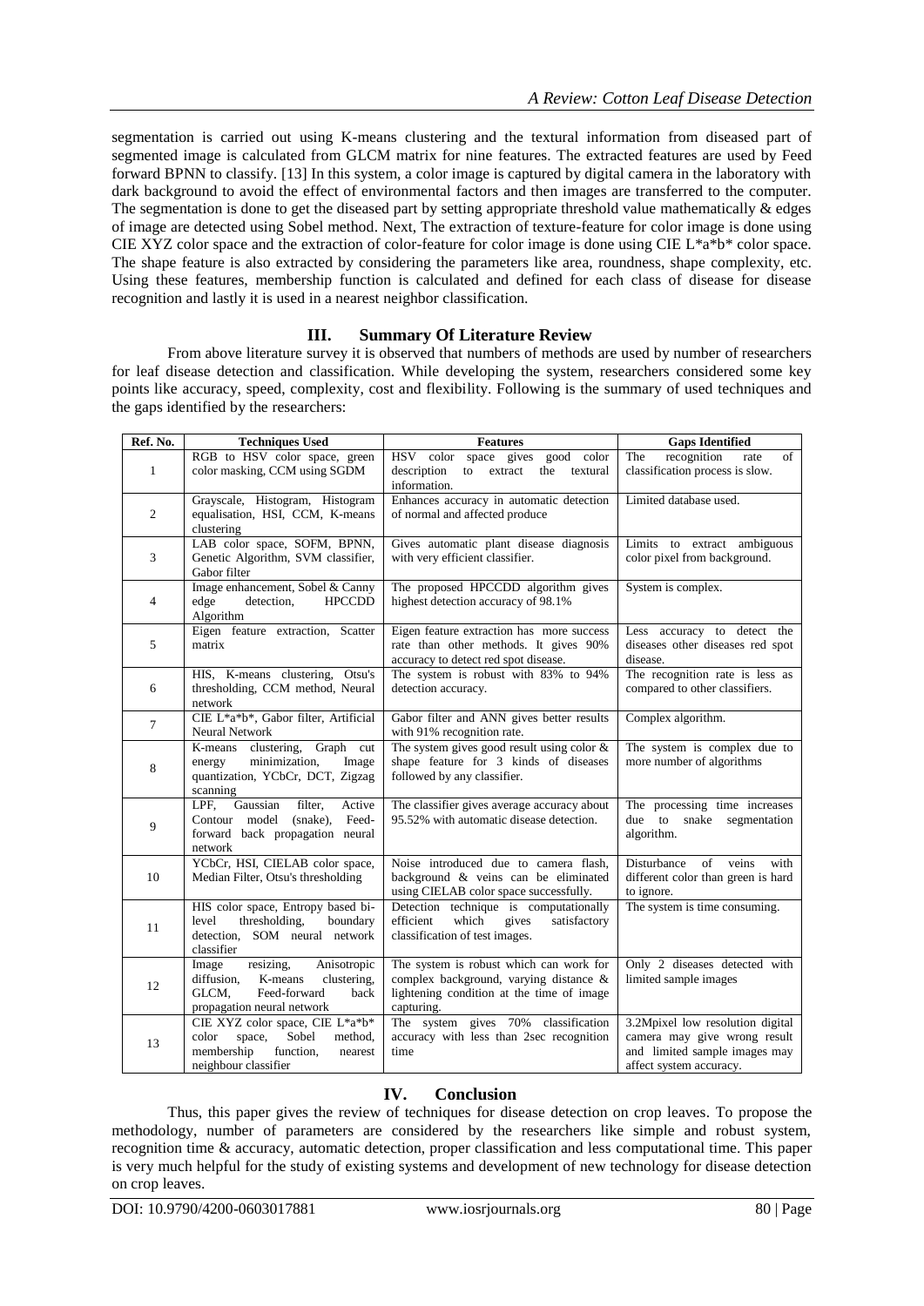segmentation is carried out using K-means clustering and the textural information from diseased part of segmented image is calculated from GLCM matrix for nine features. The extracted features are used by Feed forward BPNN to classify. [13] In this system, a color image is captured by digital camera in the laboratory with dark background to avoid the effect of environmental factors and then images are transferred to the computer. The segmentation is done to get the diseased part by setting appropriate threshold value mathematically & edges of image are detected using Sobel method. Next, The extraction of texture-feature for color image is done using CIE XYZ color space and the extraction of color-feature for color image is done using CIE L*a*b* color space. The shape feature is also extracted by considering the parameters like area, roundness, shape complexity, etc. Using these features, membership function is calculated and defined for each class of disease for disease recognition and lastly it is used in a nearest neighbor classification.

## III. Summary Of Literature Review

From above literature survey it is observed that numbers of methods are used by number of researchers for leaf disease detection and classification. While developing the system, researchers considered some key points like accuracy, speed, complexity, cost and flexibility. Following is the summary of used techniques and the gaps identified by the researchers:

| Ref. No. | Techniques Used | Features | Gaps Identified |
|---|---|---|---|
| 1 | RGB to HSV color space, green color masking, CCM using SGDM | HSV color space gives good color description to extract the textural information. | The recognition rate of classification process is slow. |
| 2 | Grayscale, Histogram, Histogram equalisation, HSI, CCM, K-means clustering | Enhances accuracy in automatic detection of normal and affected produce | Limited database used. |
| 3 | LAB color space, SOFM, BPNN, Genetic Algorithm, SVM classifier, Gabor filter | Gives automatic plant disease diagnosis with very efficient classifier. | Limits to extract ambiguous color pixel from background. |
| 4 | Image enhancement, Sobel & Canny edge detection, HPCCDD Algorithm | The proposed HPCCDD algorithm gives highest detection accuracy of 98.1% | System is complex. |
| 5 | Eigen feature extraction, Scatter matrix | Eigen feature extraction has more success rate than other methods. It gives 90% accuracy to detect red spot disease. | Less accuracy to detect the diseases other diseases red spot disease. |
| 6 | HIS, K-means clustering, Otsu's thresholding, CCM method, Neural network | The system is robust with 83% to 94% detection accuracy. | The recognition rate is less as compared to other classifiers. |
| 7 | CIE L*a*b*, Gabor filter, Artificial Neural Network | Gabor filter and ANN gives better results with 91% recognition rate. | Complex algorithm. |
| 8 | K-means clustering, Graph cut energy minimization, Image quantization, YCbCr, DCT, Zigzag scanning | The system gives good result using color & shape feature for 3 kinds of diseases followed by any classifier. | The system is complex due to more number of algorithms |
| 9 | LPF, Gaussian filter, Active Contour model (snake), Feed-forward back propagation neural network | The classifier gives average accuracy about 95.52% with automatic disease detection. | The processing time increases due to snake segmentation algorithm. |
| 10 | YCbCr, HSI, CIELAB color space, Median Filter, Otsu's thresholding | Noise introduced due to camera flash, background & veins can be eliminated using CIELAB color space successfully. | Disturbance of veins with different color than green is hard to ignore. |
| 11 | HIS color space, Entropy based bi-level thresholding, boundary detection, SOM neural network classifier | Detection technique is computationally efficient which gives satisfactory classification of test images. | The system is time consuming. |
| 12 | Image resizing, Anisotropic diffusion, K-means clustering, GLCM, Feed-forward back propagation neural network | The system is robust which can work for complex background, varying distance & lightening condition at the time of image capturing. | Only 2 diseases detected with limited sample images |
| 13 | CIE XYZ color space, CIE L*a*b* color space, Sobel method, membership function, nearest neighbour classifier | The system gives 70% classification accuracy with less than 2sec recognition time | 3.2Mpixel low resolution digital camera may give wrong result and limited sample images may affect system accuracy. |

## IV. Conclusion

Thus, this paper gives the review of techniques for disease detection on crop leaves. To propose the methodology, number of parameters are considered by the researchers like simple and robust system, recognition time & accuracy, automatic detection, proper classification and less computational time. This paper is very much helpful for the study of existing systems and development of new technology for disease detection on crop leaves.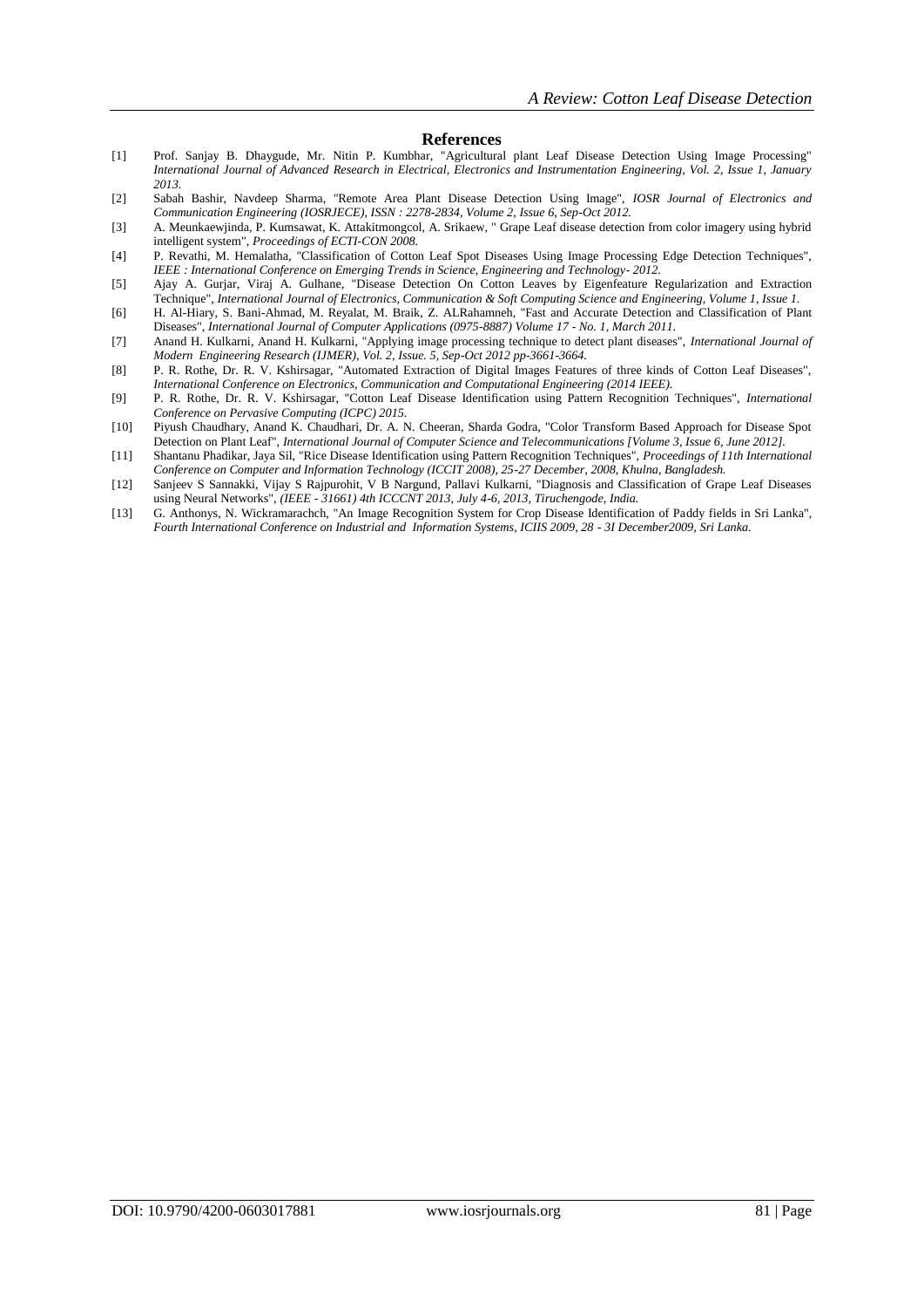## References

[1] Prof. Sanjay B. Dhaygude, Mr. Nitin P. Kumbhar, "Agricultural plant Leaf Disease Detection Using Image Processing" *International Journal of Advanced Research in Electrical, Electronics and Instrumentation Engineering, Vol. 2, Issue 1, January 2013.*

[2] Sabah Bashir, Navdeep Sharma, "Remote Area Plant Disease Detection Using Image", *IOSR Journal of Electronics and Communication Engineering (IOSRJECE), ISSN : 2278-2834, Volume 2, Issue 6, Sep-Oct 2012.*

[3] A. Meunkaewjinda, P. Kumsawat, K. Attakitmongcol, A. Srikaew, " Grape Leaf disease detection from color imagery using hybrid intelligent system", *Proceedings of ECTI-CON 2008.*

[4] P. Revathi, M. Hemalatha, "Classification of Cotton Leaf Spot Diseases Using Image Processing Edge Detection Techniques", *IEEE : International Conference on Emerging Trends in Science, Engineering and Technology- 2012.*

[5] Ajay A. Gurjar, Viraj A. Gulhane, "Disease Detection On Cotton Leaves by Eigenfeature Regularization and Extraction Technique", *International Journal of Electronics, Communication & Soft Computing Science and Engineering, Volume 1, Issue 1.*

[6] H. Al-Hiary, S. Bani-Ahmad, M. Reyalat, M. Braik, Z. ALRahamneh, "Fast and Accurate Detection and Classification of Plant Diseases", *International Journal of Computer Applications (0975-8887) Volume 17 - No. 1, March 2011.*

[7] Anand H. Kulkarni, Anand H. Kulkarni, "Applying image processing technique to detect plant diseases", *International Journal of Modern Engineering Research (IJMER), Vol. 2, Issue. 5, Sep-Oct 2012 pp-3661-3664.*

[8] P. R. Rothe, Dr. R. V. Kshirsagar, "Automated Extraction of Digital Images Features of three kinds of Cotton Leaf Diseases", *International Conference on Electronics, Communication and Computational Engineering (2014 IEEE).*

[9] P. R. Rothe, Dr. R. V. Kshirsagar, "Cotton Leaf Disease Identification using Pattern Recognition Techniques", *International Conference on Pervasive Computing (ICPC) 2015.*

[10] Piyush Chaudhary, Anand K. Chaudhari, Dr. A. N. Cheeran, Sharda Godra, "Color Transform Based Approach for Disease Spot Detection on Plant Leaf", *International Journal of Computer Science and Telecommunications [Volume 3, Issue 6, June 2012].*

[11] Shantanu Phadikar, Jaya Sil, "Rice Disease Identification using Pattern Recognition Techniques", *Proceedings of 11th International Conference on Computer and Information Technology (ICCIT 2008), 25-27 December, 2008, Khulna, Bangladesh.*

[12] Sanjeev S Sannakki, Vijay S Rajpurohit, V B Nargund, Pallavi Kulkarni, "Diagnosis and Classification of Grape Leaf Diseases using Neural Networks", *(IEEE - 31661) 4th ICCCNT 2013, July 4-6, 2013, Tiruchengode, India.*

[13] G. Anthonys, N. Wickramarachch, "An Image Recognition System for Crop Disease Identification of Paddy fields in Sri Lanka", *Fourth International Conference on Industrial and Information Systems, ICIIS 2009, 28 - 3I December2009, Sri Lanka.*